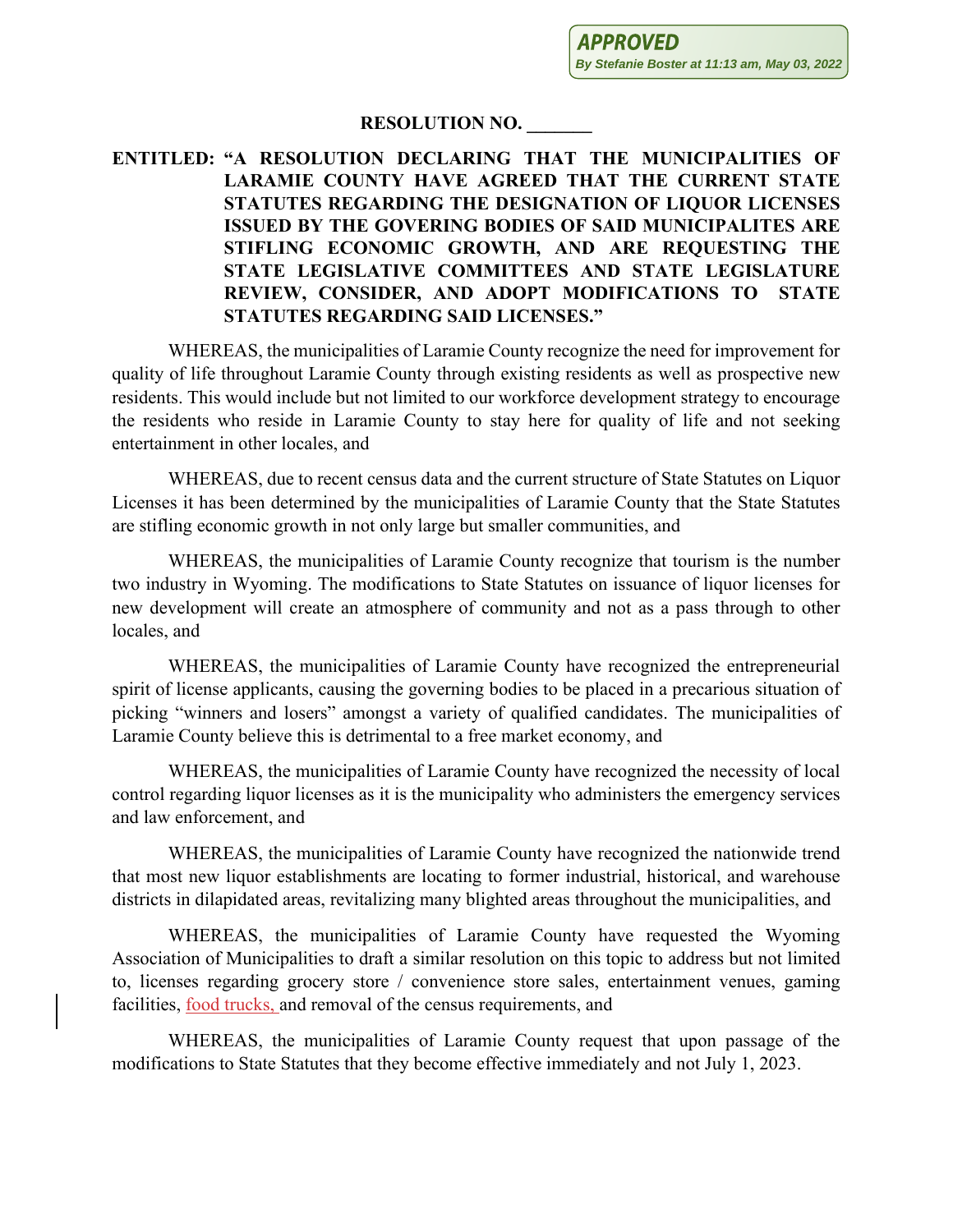APPROVED
By Stefanie Boster at 11:13 am, May 03, 2022

**RESOLUTION NO. _______**

**ENTITLED: "A RESOLUTION DECLARING THAT THE MUNICIPALITIES OF LARAMIE COUNTY HAVE AGREED THAT THE CURRENT STATE STATUTES REGARDING THE DESIGNATION OF LIQUOR LICENSES ISSUED BY THE GOVERING BODIES OF SAID MUNICIPALITES ARE STIFLING ECONOMIC GROWTH, AND ARE REQUESTING THE STATE LEGISLATIVE COMMITTEES AND STATE LEGISLATURE REVIEW, CONSIDER, AND ADOPT MODIFICATIONS TO STATE STATUTES REGARDING SAID LICENSES."**

WHEREAS, the municipalities of Laramie County recognize the need for improvement for quality of life throughout Laramie County through existing residents as well as prospective new residents. This would include but not limited to our workforce development strategy to encourage the residents who reside in Laramie County to stay here for quality of life and not seeking entertainment in other locales, and

WHEREAS, due to recent census data and the current structure of State Statutes on Liquor Licenses it has been determined by the municipalities of Laramie County that the State Statutes are stifling economic growth in not only large but smaller communities, and

WHEREAS, the municipalities of Laramie County recognize that tourism is the number two industry in Wyoming. The modifications to State Statutes on issuance of liquor licenses for new development will create an atmosphere of community and not as a pass through to other locales, and

WHEREAS, the municipalities of Laramie County have recognized the entrepreneurial spirit of license applicants, causing the governing bodies to be placed in a precarious situation of picking "winners and losers" amongst a variety of qualified candidates. The municipalities of Laramie County believe this is detrimental to a free market economy, and

WHEREAS, the municipalities of Laramie County have recognized the necessity of local control regarding liquor licenses as it is the municipality who administers the emergency services and law enforcement, and

WHEREAS, the municipalities of Laramie County have recognized the nationwide trend that most new liquor establishments are locating to former industrial, historical, and warehouse districts in dilapidated areas, revitalizing many blighted areas throughout the municipalities, and

WHEREAS, the municipalities of Laramie County have requested the Wyoming Association of Municipalities to draft a similar resolution on this topic to address but not limited to, licenses regarding grocery store / convenience store sales, entertainment venues, gaming facilities, food trucks, and removal of the census requirements, and

WHEREAS, the municipalities of Laramie County request that upon passage of the modifications to State Statutes that they become effective immediately and not July 1, 2023.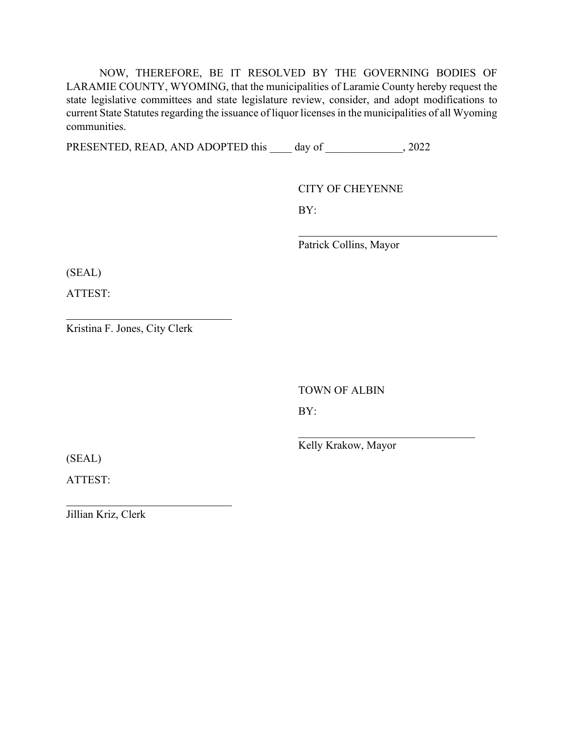NOW, THEREFORE, BE IT RESOLVED BY THE GOVERNING BODIES OF LARAMIE COUNTY, WYOMING, that the municipalities of Laramie County hereby request the state legislative committees and state legislature review, consider, and adopt modifications to current State Statutes regarding the issuance of liquor licenses in the municipalities of all Wyoming communities.

PRESENTED, READ, AND ADOPTED this ____ day of ______________, 2022

CITY OF CHEYENNE

BY:

_____________________________________

Patrick Collins, Mayor

(SEAL)

ATTEST:

_______________________________

Kristina F. Jones, City Clerk

TOWN OF ALBIN

BY:

_________________________________

Kelly Krakow, Mayor

(SEAL)

ATTEST:

_______________________________

Jillian Kriz, Clerk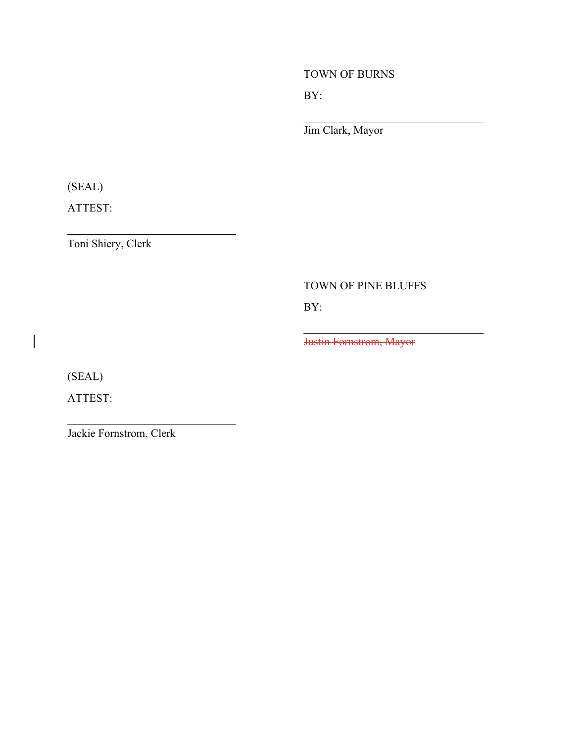TOWN OF BURNS

BY:

\_\_\_\_\_\_\_\_\_\_\_\_\_\_\_\_\_\_\_\_\_\_\_\_\_\_\_\_\_\_\_\_

Jim Clark, Mayor

(SEAL)

ATTEST:

\_\_\_\_\_\_\_\_\_\_\_\_\_\_\_\_\_\_\_\_\_\_\_\_\_\_\_\_\_\_\_\_

Toni Shiery, Clerk

TOWN OF PINE BLUFFS

BY:

\_\_\_\_\_\_\_\_\_\_\_\_\_\_\_\_\_\_\_\_\_\_\_\_\_\_\_\_\_\_\_\_

~~Justin Fornstrom, Mayor~~

(SEAL)

ATTEST:

\_\_\_\_\_\_\_\_\_\_\_\_\_\_\_\_\_\_\_\_\_\_\_\_\_\_\_\_\_\_\_\_

Jackie Fornstrom, Clerk